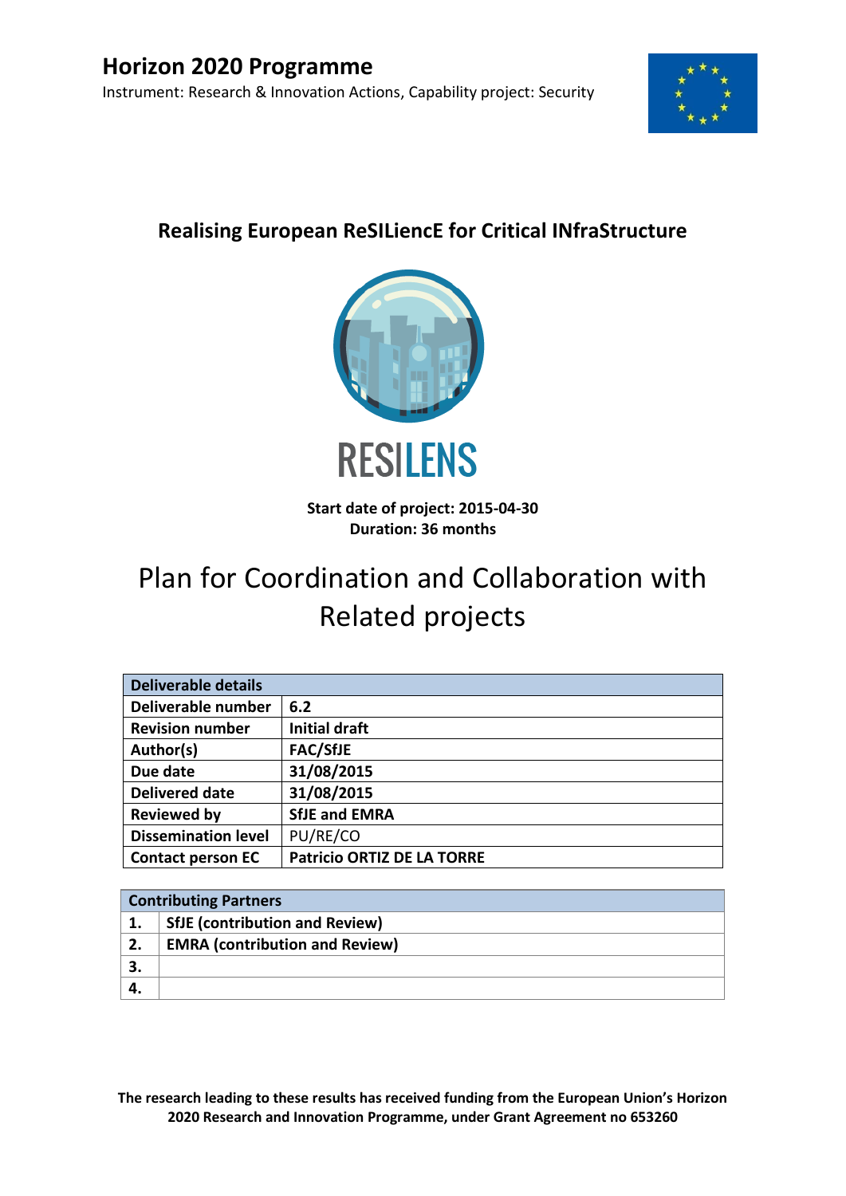# Horizon 2020 Programme

Instrument: Research & Innovation Actions, Capability project: Security

## Realising European ReSILiencE for Critical INfraStructure

RESILENS

**Start date of project: 2015-04-30**
**Duration: 36 months**

# Plan for Coordination and Collaboration with Related projects

| Deliverable details | |
|---|---|
| **Deliverable number** | **6.2** |
| **Revision number** | **Initial draft** |
| **Author(s)** | **FAC/SfJE** |
| **Due date** | **31/08/2015** |
| **Delivered date** | **31/08/2015** |
| **Reviewed by** | **SfJE and EMRA** |
| **Dissemination level** | PU/RE/CO |
| **Contact person EC** | **Patricio ORTIZ DE LA TORRE** |

| Contributing Partners | |
|---|---|
| **1.** | **SfJE (contribution and Review)** |
| **2.** | **EMRA (contribution and Review)** |
| **3.** | |
| **4.** | |

**The research leading to these results has received funding from the European Union's Horizon 2020 Research and Innovation Programme, under Grant Agreement no 653260**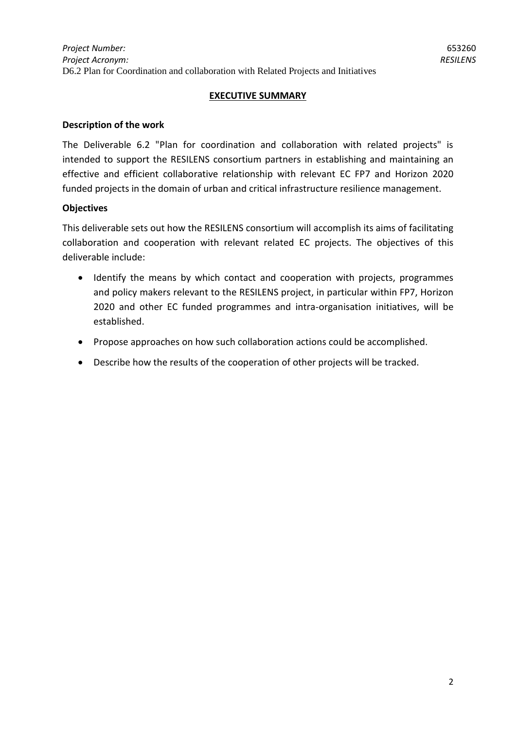## EXECUTIVE SUMMARY

### Description of the work

The Deliverable 6.2 "Plan for coordination and collaboration with related projects" is intended to support the RESILENS consortium partners in establishing and maintaining an effective and efficient collaborative relationship with relevant EC FP7 and Horizon 2020 funded projects in the domain of urban and critical infrastructure resilience management.

### Objectives

This deliverable sets out how the RESILENS consortium will accomplish its aims of facilitating collaboration and cooperation with relevant related EC projects. The objectives of this deliverable include:

- Identify the means by which contact and cooperation with projects, programmes and policy makers relevant to the RESILENS project, in particular within FP7, Horizon 2020 and other EC funded programmes and intra-organisation initiatives, will be established.
- Propose approaches on how such collaboration actions could be accomplished.
- Describe how the results of the cooperation of other projects will be tracked.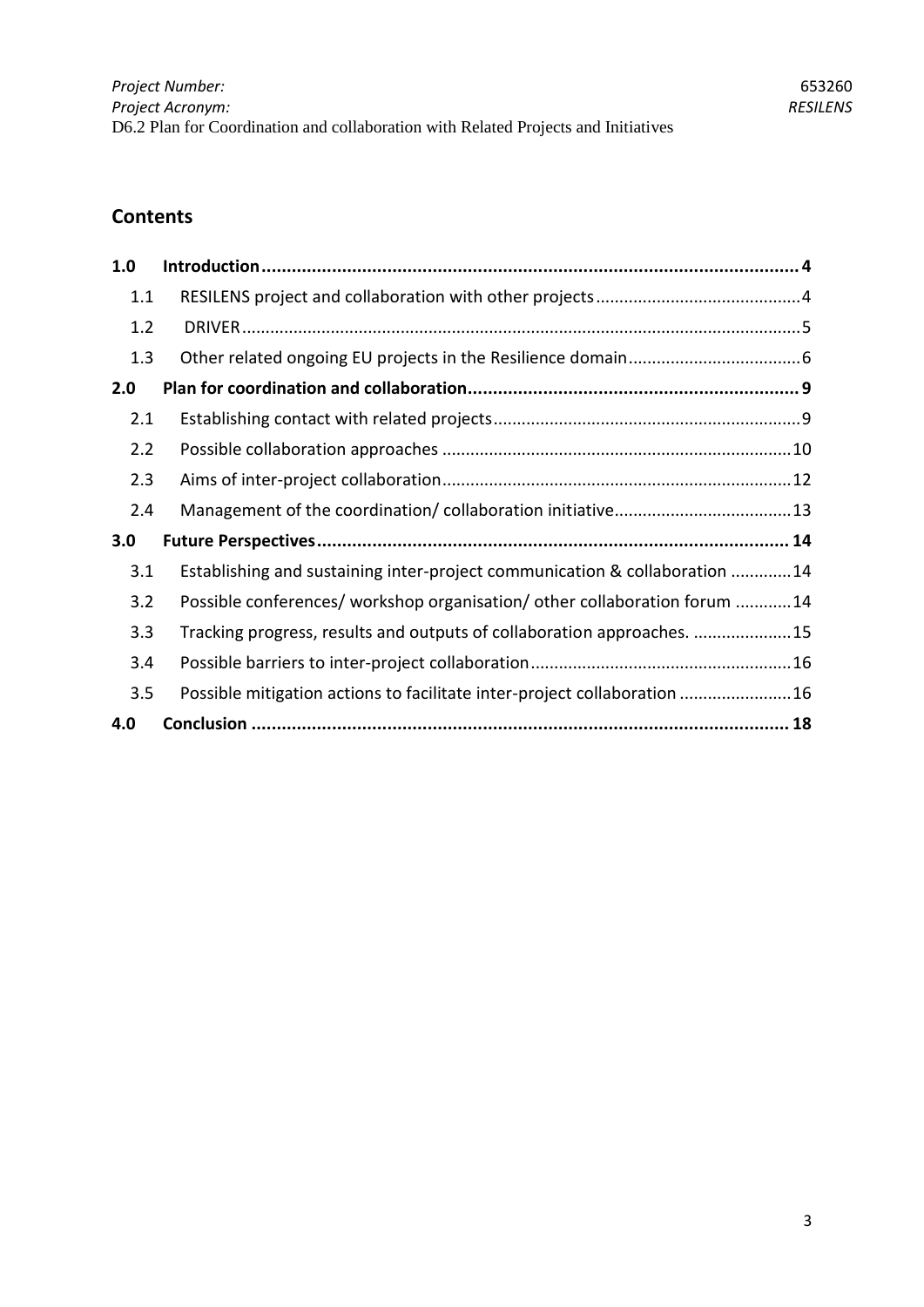## Contents

| | | |
|---|---|---|
| **1.0** | **Introduction** | **4** |
| 1.1 | RESILENS project and collaboration with other projects | 4 |
| 1.2 | DRIVER | 5 |
| 1.3 | Other related ongoing EU projects in the Resilience domain | 6 |
| **2.0** | **Plan for coordination and collaboration** | **9** |
| 2.1 | Establishing contact with related projects | 9 |
| 2.2 | Possible collaboration approaches | 10 |
| 2.3 | Aims of inter-project collaboration | 12 |
| 2.4 | Management of the coordination/ collaboration initiative | 13 |
| **3.0** | **Future Perspectives** | **14** |
| 3.1 | Establishing and sustaining inter-project communication & collaboration | 14 |
| 3.2 | Possible conferences/ workshop organisation/ other collaboration forum | 14 |
| 3.3 | Tracking progress, results and outputs of collaboration approaches. | 15 |
| 3.4 | Possible barriers to inter-project collaboration | 16 |
| 3.5 | Possible mitigation actions to facilitate inter-project collaboration | 16 |
| **4.0** | **Conclusion** | **18** |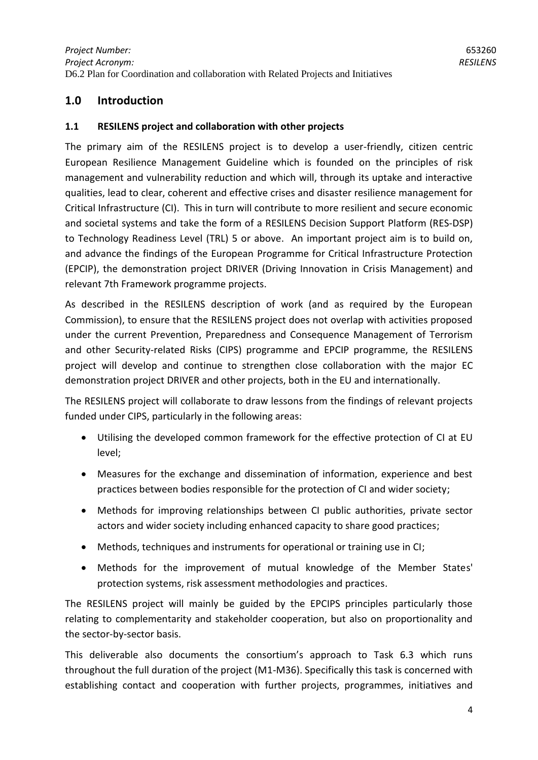# 1.0 Introduction

## 1.1 RESILENS project and collaboration with other projects

The primary aim of the RESILENS project is to develop a user-friendly, citizen centric European Resilience Management Guideline which is founded on the principles of risk management and vulnerability reduction and which will, through its uptake and interactive qualities, lead to clear, coherent and effective crises and disaster resilience management for Critical Infrastructure (CI). This in turn will contribute to more resilient and secure economic and societal systems and take the form of a RESILENS Decision Support Platform (RES-DSP) to Technology Readiness Level (TRL) 5 or above. An important project aim is to build on, and advance the findings of the European Programme for Critical Infrastructure Protection (EPCIP), the demonstration project DRIVER (Driving Innovation in Crisis Management) and relevant 7th Framework programme projects.

As described in the RESILENS description of work (and as required by the European Commission), to ensure that the RESILENS project does not overlap with activities proposed under the current Prevention, Preparedness and Consequence Management of Terrorism and other Security-related Risks (CIPS) programme and EPCIP programme, the RESILENS project will develop and continue to strengthen close collaboration with the major EC demonstration project DRIVER and other projects, both in the EU and internationally.

The RESILENS project will collaborate to draw lessons from the findings of relevant projects funded under CIPS, particularly in the following areas:

- Utilising the developed common framework for the effective protection of CI at EU level;
- Measures for the exchange and dissemination of information, experience and best practices between bodies responsible for the protection of CI and wider society;
- Methods for improving relationships between CI public authorities, private sector actors and wider society including enhanced capacity to share good practices;
- Methods, techniques and instruments for operational or training use in CI;
- Methods for the improvement of mutual knowledge of the Member States' protection systems, risk assessment methodologies and practices.

The RESILENS project will mainly be guided by the EPCIPS principles particularly those relating to complementarity and stakeholder cooperation, but also on proportionality and the sector-by-sector basis.

This deliverable also documents the consortium's approach to Task 6.3 which runs throughout the full duration of the project (M1-M36). Specifically this task is concerned with establishing contact and cooperation with further projects, programmes, initiatives and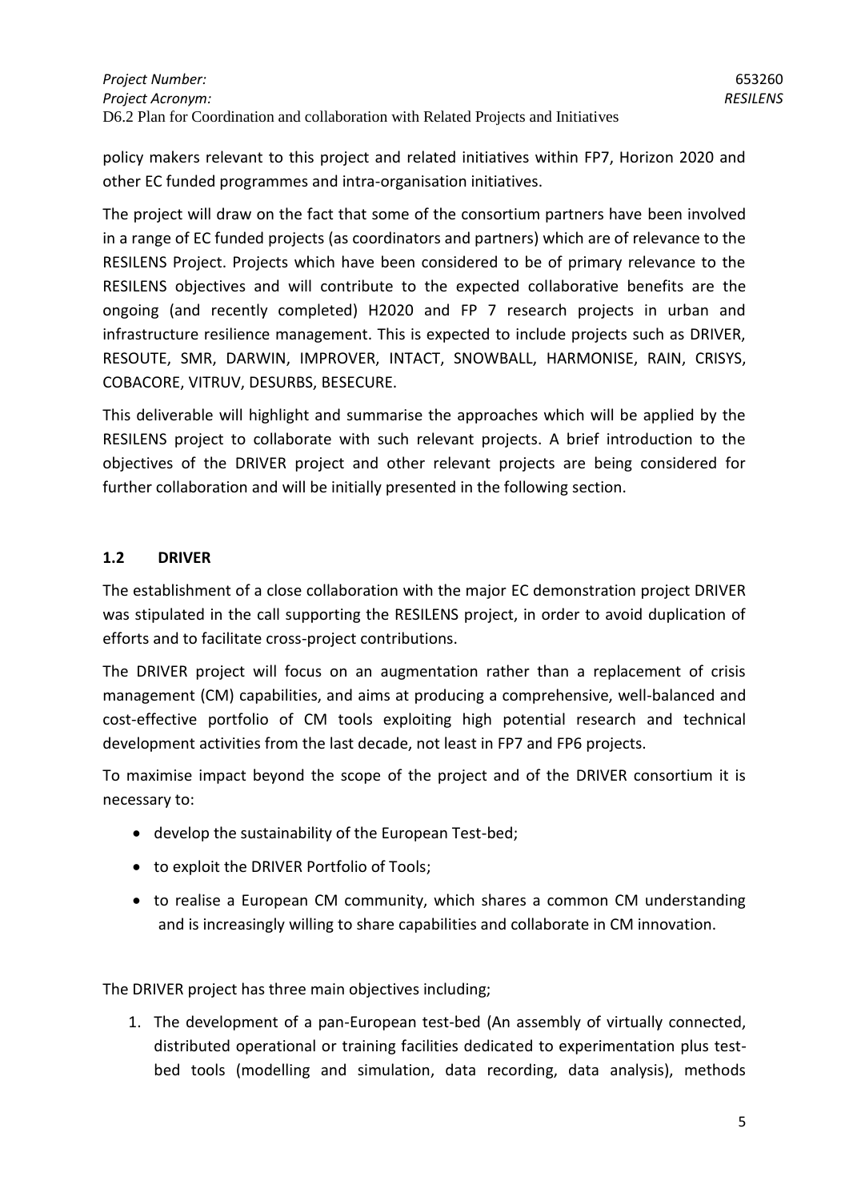policy makers relevant to this project and related initiatives within FP7, Horizon 2020 and other EC funded programmes and intra-organisation initiatives.

The project will draw on the fact that some of the consortium partners have been involved in a range of EC funded projects (as coordinators and partners) which are of relevance to the RESILENS Project. Projects which have been considered to be of primary relevance to the RESILENS objectives and will contribute to the expected collaborative benefits are the ongoing (and recently completed) H2020 and FP 7 research projects in urban and infrastructure resilience management. This is expected to include projects such as DRIVER, RESOUTE, SMR, DARWIN, IMPROVER, INTACT, SNOWBALL, HARMONISE, RAIN, CRISYS, COBACORE, VITRUV, DESURBS, BESECURE.

This deliverable will highlight and summarise the approaches which will be applied by the RESILENS project to collaborate with such relevant projects. A brief introduction to the objectives of the DRIVER project and other relevant projects are being considered for further collaboration and will be initially presented in the following section.

### 1.2 DRIVER

The establishment of a close collaboration with the major EC demonstration project DRIVER was stipulated in the call supporting the RESILENS project, in order to avoid duplication of efforts and to facilitate cross-project contributions.

The DRIVER project will focus on an augmentation rather than a replacement of crisis management (CM) capabilities, and aims at producing a comprehensive, well-balanced and cost-effective portfolio of CM tools exploiting high potential research and technical development activities from the last decade, not least in FP7 and FP6 projects.

To maximise impact beyond the scope of the project and of the DRIVER consortium it is necessary to:

- develop the sustainability of the European Test-bed;
- to exploit the DRIVER Portfolio of Tools;
- to realise a European CM community, which shares a common CM understanding and is increasingly willing to share capabilities and collaborate in CM innovation.

The DRIVER project has three main objectives including;

1. The development of a pan-European test-bed (An assembly of virtually connected, distributed operational or training facilities dedicated to experimentation plus test-bed tools (modelling and simulation, data recording, data analysis), methods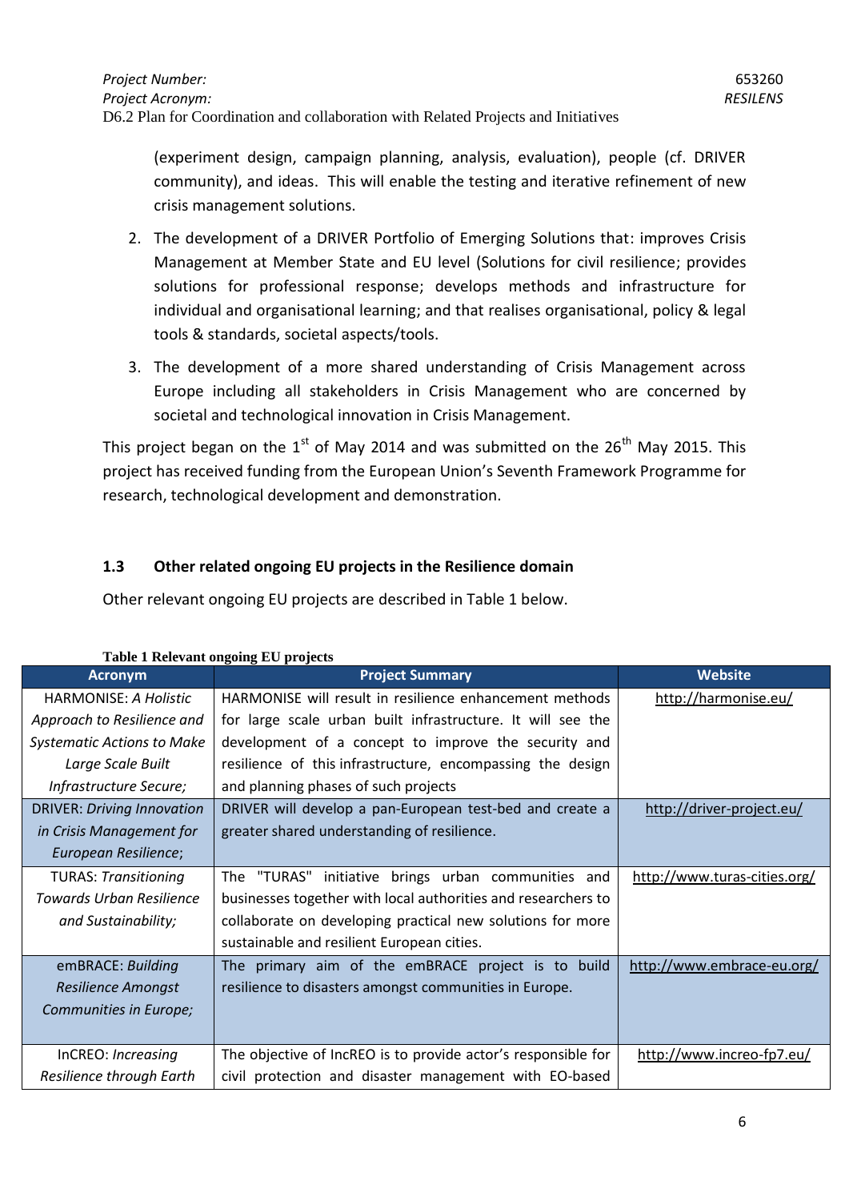(experiment design, campaign planning, analysis, evaluation), people (cf. DRIVER community), and ideas. This will enable the testing and iterative refinement of new crisis management solutions.

2. The development of a DRIVER Portfolio of Emerging Solutions that: improves Crisis Management at Member State and EU level (Solutions for civil resilience; provides solutions for professional response; develops methods and infrastructure for individual and organisational learning; and that realises organisational, policy & legal tools & standards, societal aspects/tools.
3. The development of a more shared understanding of Crisis Management across Europe including all stakeholders in Crisis Management who are concerned by societal and technological innovation in Crisis Management.

This project began on the 1st of May 2014 and was submitted on the 26th May 2015. This project has received funding from the European Union's Seventh Framework Programme for research, technological development and demonstration.

### 1.3 Other related ongoing EU projects in the Resilience domain

Other relevant ongoing EU projects are described in Table 1 below.

**Table 1 Relevant ongoing EU projects**

| Acronym | Project Summary | Website |
|---|---|---|
| HARMONISE: *A Holistic Approach to Resilience and Systematic Actions to Make Large Scale Built Infrastructure Secure;* | HARMONISE will result in resilience enhancement methods for large scale urban built infrastructure. It will see the development of a concept to improve the security and resilience of this infrastructure, encompassing the design and planning phases of such projects | http://harmonise.eu/ |
| DRIVER: *Driving Innovation in Crisis Management for European Resilience;* | DRIVER will develop a pan-European test-bed and create a greater shared understanding of resilience. | http://driver-project.eu/ |
| TURAS: *Transitioning Towards Urban Resilience and Sustainability;* | The "TURAS" initiative brings urban communities and businesses together with local authorities and researchers to collaborate on developing practical new solutions for more sustainable and resilient European cities. | http://www.turas-cities.org/ |
| emBRACE: *Building Resilience Amongst Communities in Europe;* | The primary aim of the emBRACE project is to build resilience to disasters amongst communities in Europe. | http://www.embrace-eu.org/ |
| InCREO: *Increasing Resilience through Earth* | The objective of IncREO is to provide actor's responsible for civil protection and disaster management with EO-based | http://www.increo-fp7.eu/ |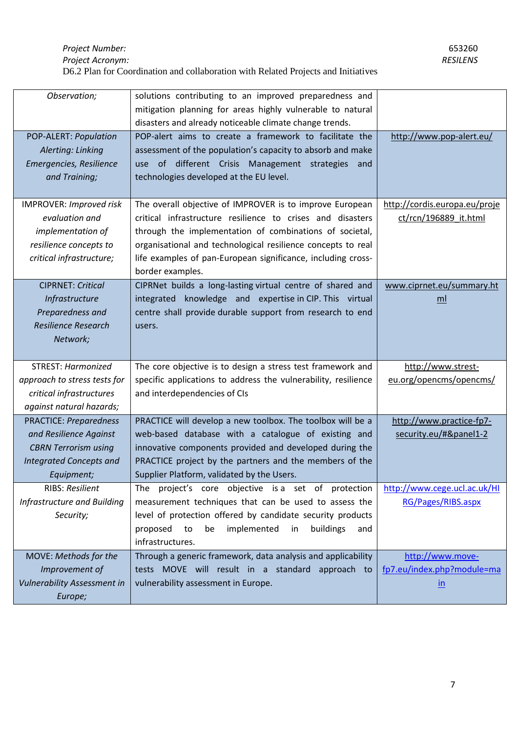| | | |
|---|---|---|
| *Observation;* | solutions contributing to an improved preparedness and mitigation planning for areas highly vulnerable to natural disasters and already noticeable climate change trends. | |
| POP-ALERT: *Population Alerting: Linking Emergencies, Resilience and Training;* | POP-alert aims to create a framework to facilitate the assessment of the population's capacity to absorb and make use of different Crisis Management strategies and technologies developed at the EU level. | http://www.pop-alert.eu/ |
| IMPROVER: *Improved risk evaluation and implementation of resilience concepts to critical infrastructure;* | The overall objective of IMPROVER is to improve European critical infrastructure resilience to crises and disasters through the implementation of combinations of societal, organisational and technological resilience concepts to real life examples of pan-European significance, including cross-border examples. | http://cordis.europa.eu/project/rcn/196889_it.html |
| CIPRNET: *Critical Infrastructure Preparedness and Resilience Research Network;* | CIPRNet builds a long-lasting virtual centre of shared and integrated knowledge and expertise in CIP. This virtual centre shall provide durable support from research to end users. | www.ciprnet.eu/summary.html |
| STREST: *Harmonized approach to stress tests for critical infrastructures against natural hazards;* | The core objective is to design a stress test framework and specific applications to address the vulnerability, resilience and interdependencies of CIs | http://www.strest-eu.org/opencms/opencms/ |
| PRACTICE: *Preparedness and Resilience Against CBRN Terrorism using Integrated Concepts and Equipment;* | PRACTICE will develop a new toolbox. The toolbox will be a web-based database with a catalogue of existing and innovative components provided and developed during the PRACTICE project by the partners and the members of the Supplier Platform, validated by the Users. | http://www.practice-fp7-security.eu/#&panel1-2 |
| RIBS: *Resilient Infrastructure and Building Security;* | The project's core objective is a set of protection measurement techniques that can be used to assess the level of protection offered by candidate security products proposed to be implemented in buildings and infrastructures. | http://www.cege.ucl.ac.uk/HIRG/Pages/RIBS.aspx |
| MOVE: *Methods for the Improvement of Vulnerability Assessment in Europe;* | Through a generic framework, data analysis and applicability tests MOVE will result in a standard approach to vulnerability assessment in Europe. | http://www.move-fp7.eu/index.php?module=main |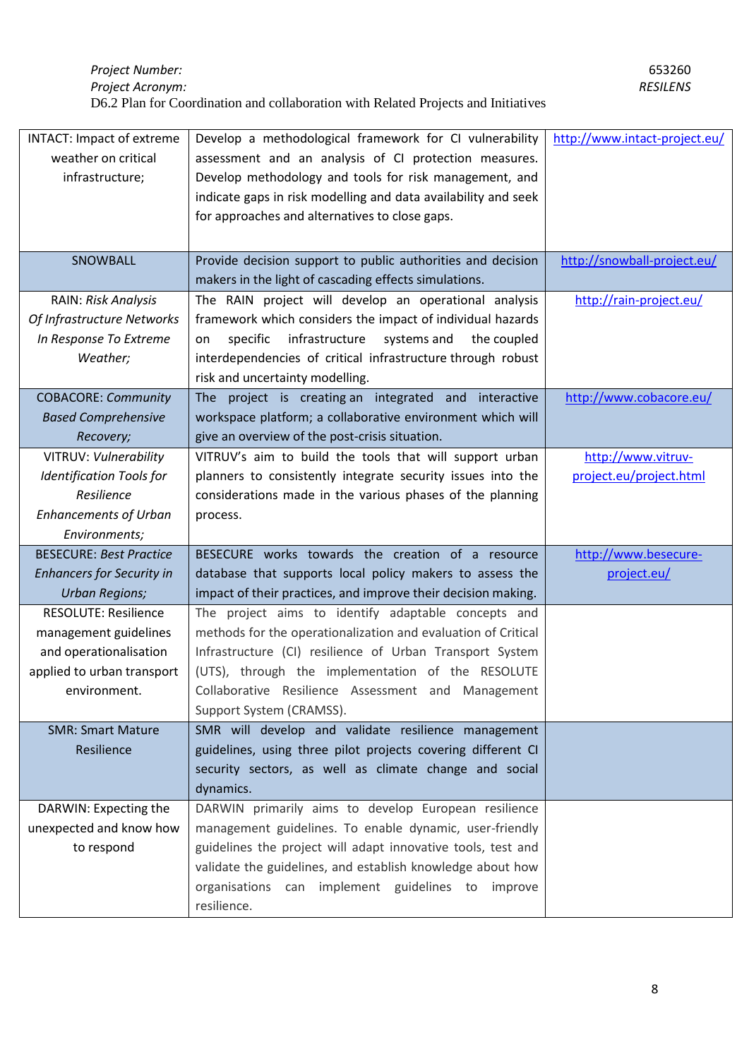| | | |
|---|---|---|
| INTACT: Impact of extreme weather on critical infrastructure; | Develop a methodological framework for CI vulnerability assessment and an analysis of CI protection measures. Develop methodology and tools for risk management, and indicate gaps in risk modelling and data availability and seek for approaches and alternatives to close gaps. | http://www.intact-project.eu/ |
| SNOWBALL | Provide decision support to public authorities and decision makers in the light of cascading effects simulations. | http://snowball-project.eu/ |
| RAIN: *Risk Analysis Of Infrastructure Networks In Response To Extreme Weather;* | The RAIN project will develop an operational analysis framework which considers the impact of individual hazards on specific infrastructure systems and the coupled interdependencies of critical infrastructure through robust risk and uncertainty modelling. | http://rain-project.eu/ |
| COBACORE: *Community Based Comprehensive Recovery;* | The project is creating an integrated and interactive workspace platform; a collaborative environment which will give an overview of the post-crisis situation. | http://www.cobacore.eu/ |
| VITRUV: *Vulnerability Identification Tools for Resilience Enhancements of Urban Environments;* | VITRUV's aim to build the tools that will support urban planners to consistently integrate security issues into the considerations made in the various phases of the planning process. | http://www.vitruv-project.eu/project.html |
| BESECURE: *Best Practice Enhancers for Security in Urban Regions;* | BESECURE works towards the creation of a resource database that supports local policy makers to assess the impact of their practices, and improve their decision making. | http://www.besecure-project.eu/ |
| RESOLUTE: Resilience management guidelines and operationalisation applied to urban transport environment. | The project aims to identify adaptable concepts and methods for the operationalization and evaluation of Critical Infrastructure (CI) resilience of Urban Transport System (UTS), through the implementation of the RESOLUTE Collaborative Resilience Assessment and Management Support System (CRAMSS). | |
| SMR: Smart Mature Resilience | SMR will develop and validate resilience management guidelines, using three pilot projects covering different CI security sectors, as well as climate change and social dynamics. | |
| DARWIN: Expecting the unexpected and know how to respond | DARWIN primarily aims to develop European resilience management guidelines. To enable dynamic, user-friendly guidelines the project will adapt innovative tools, test and validate the guidelines, and establish knowledge about how organisations can implement guidelines to improve resilience. | |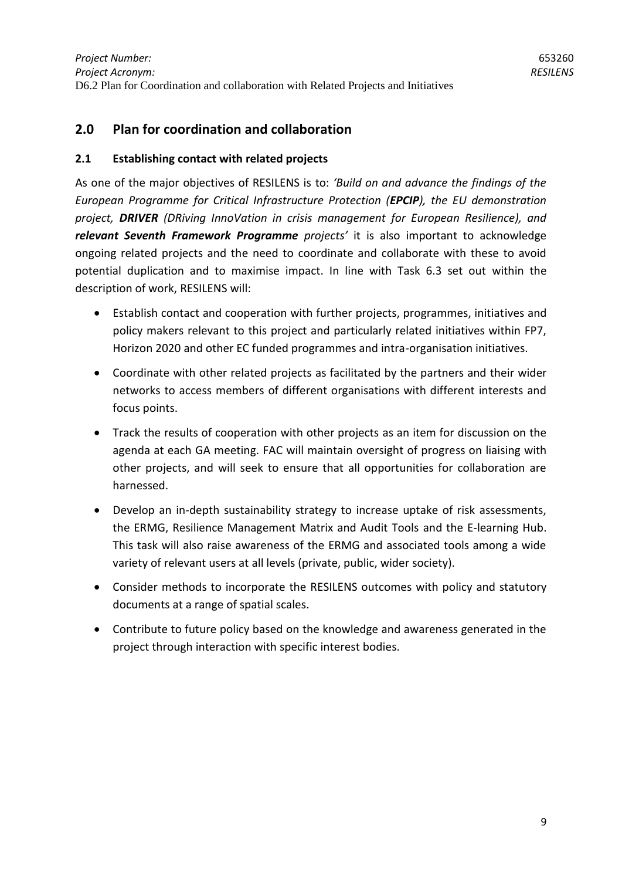## 2.0 Plan for coordination and collaboration

### 2.1 Establishing contact with related projects

As one of the major objectives of RESILENS is to: *'Build on and advance the findings of the European Programme for Critical Infrastructure Protection (**EPCIP**), the EU demonstration project, **DRIVER** (DRiving InnoVation in crisis management for European Resilience), and **relevant Seventh Framework Programme** projects'* it is also important to acknowledge ongoing related projects and the need to coordinate and collaborate with these to avoid potential duplication and to maximise impact. In line with Task 6.3 set out within the description of work, RESILENS will:

- Establish contact and cooperation with further projects, programmes, initiatives and policy makers relevant to this project and particularly related initiatives within FP7, Horizon 2020 and other EC funded programmes and intra-organisation initiatives.
- Coordinate with other related projects as facilitated by the partners and their wider networks to access members of different organisations with different interests and focus points.
- Track the results of cooperation with other projects as an item for discussion on the agenda at each GA meeting. FAC will maintain oversight of progress on liaising with other projects, and will seek to ensure that all opportunities for collaboration are harnessed.
- Develop an in-depth sustainability strategy to increase uptake of risk assessments, the ERMG, Resilience Management Matrix and Audit Tools and the E-learning Hub. This task will also raise awareness of the ERMG and associated tools among a wide variety of relevant users at all levels (private, public, wider society).
- Consider methods to incorporate the RESILENS outcomes with policy and statutory documents at a range of spatial scales.
- Contribute to future policy based on the knowledge and awareness generated in the project through interaction with specific interest bodies.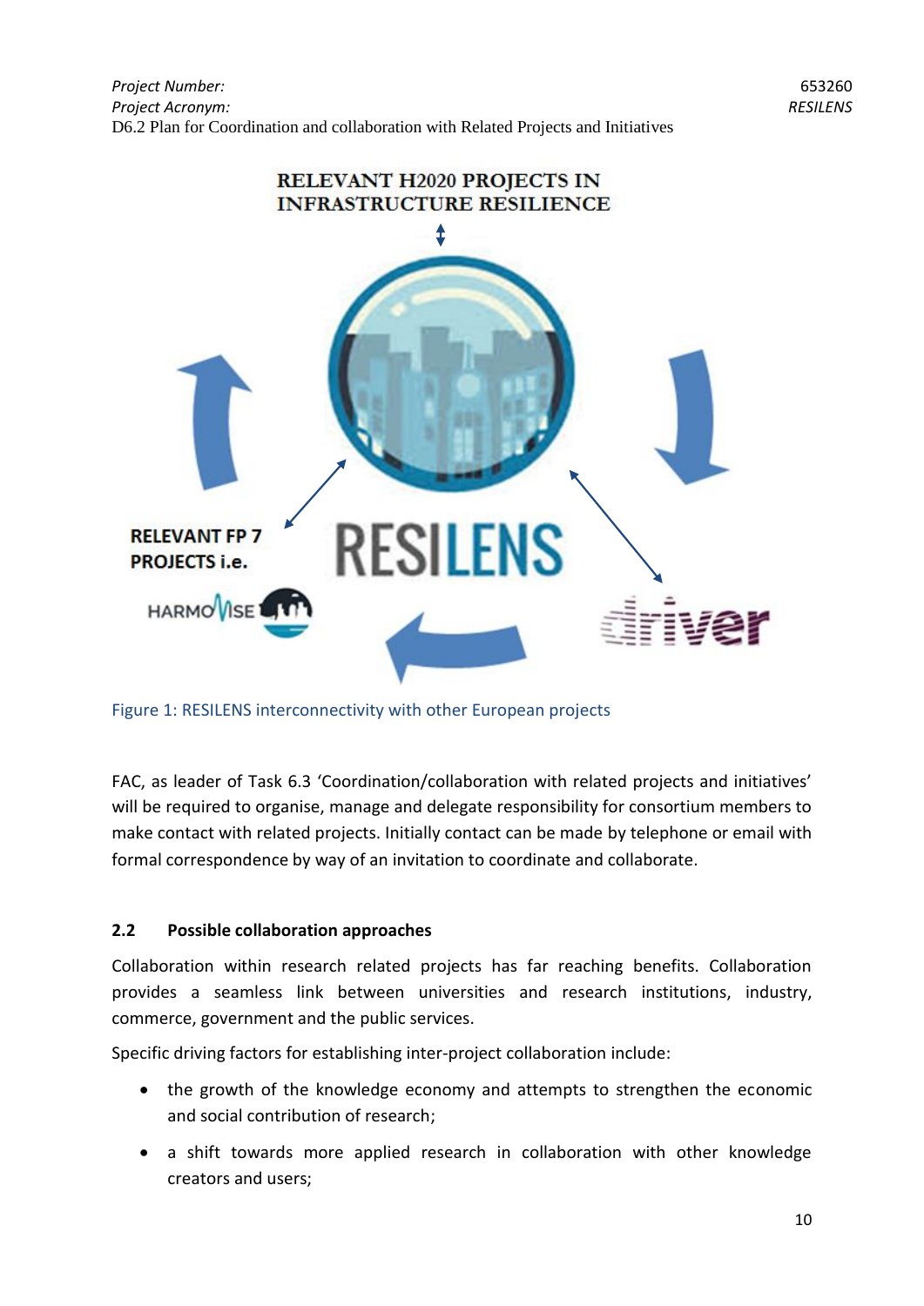Figure 1: RESILENS interconnectivity with other European projects

FAC, as leader of Task 6.3 'Coordination/collaboration with related projects and initiatives' will be required to organise, manage and delegate responsibility for consortium members to make contact with related projects. Initially contact can be made by telephone or email with formal correspondence by way of an invitation to coordinate and collaborate.

### 2.2 Possible collaboration approaches

Collaboration within research related projects has far reaching benefits. Collaboration provides a seamless link between universities and research institutions, industry, commerce, government and the public services.

Specific driving factors for establishing inter-project collaboration include:

- the growth of the knowledge economy and attempts to strengthen the economic and social contribution of research;
- a shift towards more applied research in collaboration with other knowledge creators and users;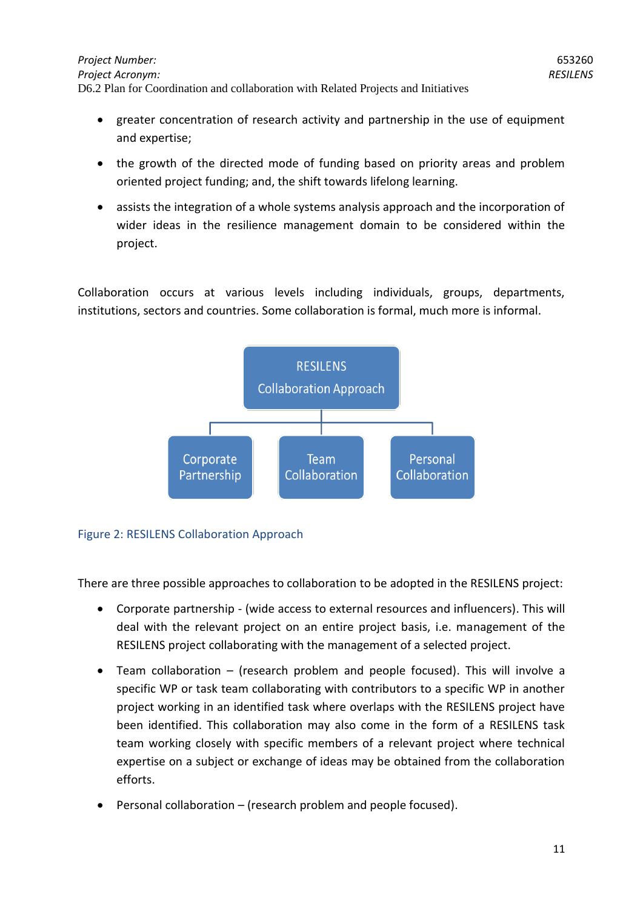- greater concentration of research activity and partnership in the use of equipment and expertise;
- the growth of the directed mode of funding based on priority areas and problem oriented project funding; and, the shift towards lifelong learning.
- assists the integration of a whole systems analysis approach and the incorporation of wider ideas in the resilience management domain to be considered within the project.

Collaboration occurs at various levels including individuals, groups, departments, institutions, sectors and countries. Some collaboration is formal, much more is informal.

RESILENS Collaboration Approach

Corporate Partnership | Team Collaboration | Personal Collaboration

Figure 2: RESILENS Collaboration Approach

There are three possible approaches to collaboration to be adopted in the RESILENS project:

- Corporate partnership - (wide access to external resources and influencers). This will deal with the relevant project on an entire project basis, i.e. management of the RESILENS project collaborating with the management of a selected project.
- Team collaboration – (research problem and people focused). This will involve a specific WP or task team collaborating with contributors to a specific WP in another project working in an identified task where overlaps with the RESILENS project have been identified. This collaboration may also come in the form of a RESILENS task team working closely with specific members of a relevant project where technical expertise on a subject or exchange of ideas may be obtained from the collaboration efforts.
- Personal collaboration – (research problem and people focused).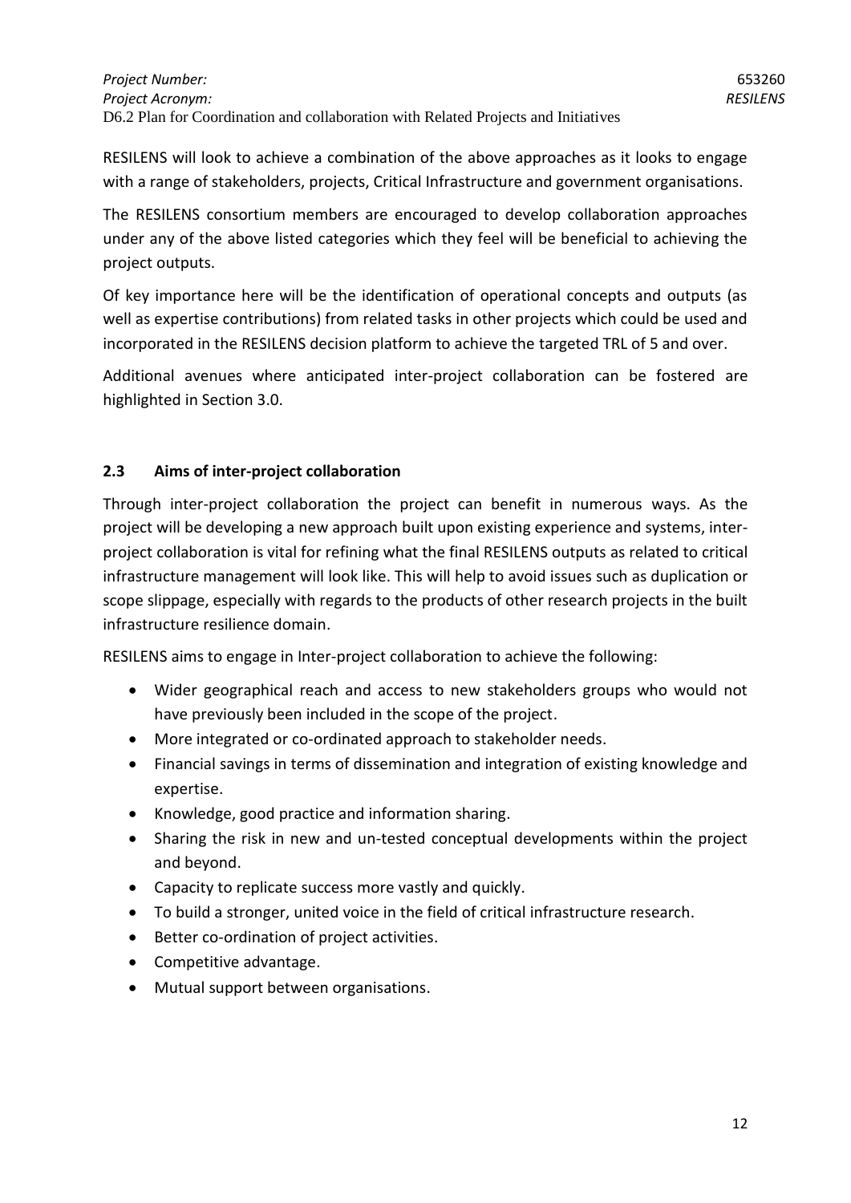RESILENS will look to achieve a combination of the above approaches as it looks to engage with a range of stakeholders, projects, Critical Infrastructure and government organisations.

The RESILENS consortium members are encouraged to develop collaboration approaches under any of the above listed categories which they feel will be beneficial to achieving the project outputs.

Of key importance here will be the identification of operational concepts and outputs (as well as expertise contributions) from related tasks in other projects which could be used and incorporated in the RESILENS decision platform to achieve the targeted TRL of 5 and over.

Additional avenues where anticipated inter-project collaboration can be fostered are highlighted in Section 3.0.

## 2.3 Aims of inter-project collaboration

Through inter-project collaboration the project can benefit in numerous ways. As the project will be developing a new approach built upon existing experience and systems, inter-project collaboration is vital for refining what the final RESILENS outputs as related to critical infrastructure management will look like. This will help to avoid issues such as duplication or scope slippage, especially with regards to the products of other research projects in the built infrastructure resilience domain.

RESILENS aims to engage in Inter-project collaboration to achieve the following:

- Wider geographical reach and access to new stakeholders groups who would not have previously been included in the scope of the project.
- More integrated or co-ordinated approach to stakeholder needs.
- Financial savings in terms of dissemination and integration of existing knowledge and expertise.
- Knowledge, good practice and information sharing.
- Sharing the risk in new and un-tested conceptual developments within the project and beyond.
- Capacity to replicate success more vastly and quickly.
- To build a stronger, united voice in the field of critical infrastructure research.
- Better co-ordination of project activities.
- Competitive advantage.
- Mutual support between organisations.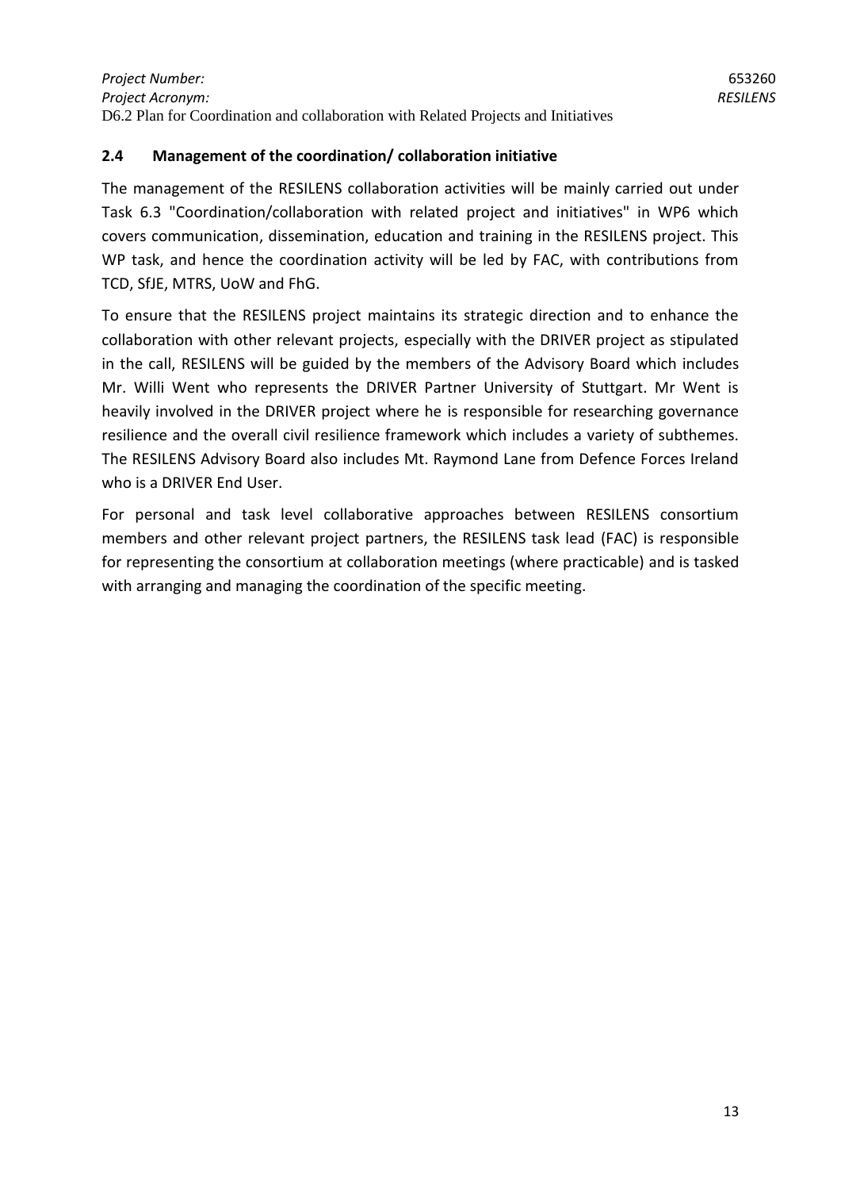## 2.4 Management of the coordination/ collaboration initiative

The management of the RESILENS collaboration activities will be mainly carried out under Task 6.3 "Coordination/collaboration with related project and initiatives" in WP6 which covers communication, dissemination, education and training in the RESILENS project. This WP task, and hence the coordination activity will be led by FAC, with contributions from TCD, SfJE, MTRS, UoW and FhG.

To ensure that the RESILENS project maintains its strategic direction and to enhance the collaboration with other relevant projects, especially with the DRIVER project as stipulated in the call, RESILENS will be guided by the members of the Advisory Board which includes Mr. Willi Went who represents the DRIVER Partner University of Stuttgart. Mr Went is heavily involved in the DRIVER project where he is responsible for researching governance resilience and the overall civil resilience framework which includes a variety of subthemes. The RESILENS Advisory Board also includes Mt. Raymond Lane from Defence Forces Ireland who is a DRIVER End User.

For personal and task level collaborative approaches between RESILENS consortium members and other relevant project partners, the RESILENS task lead (FAC) is responsible for representing the consortium at collaboration meetings (where practicable) and is tasked with arranging and managing the coordination of the specific meeting.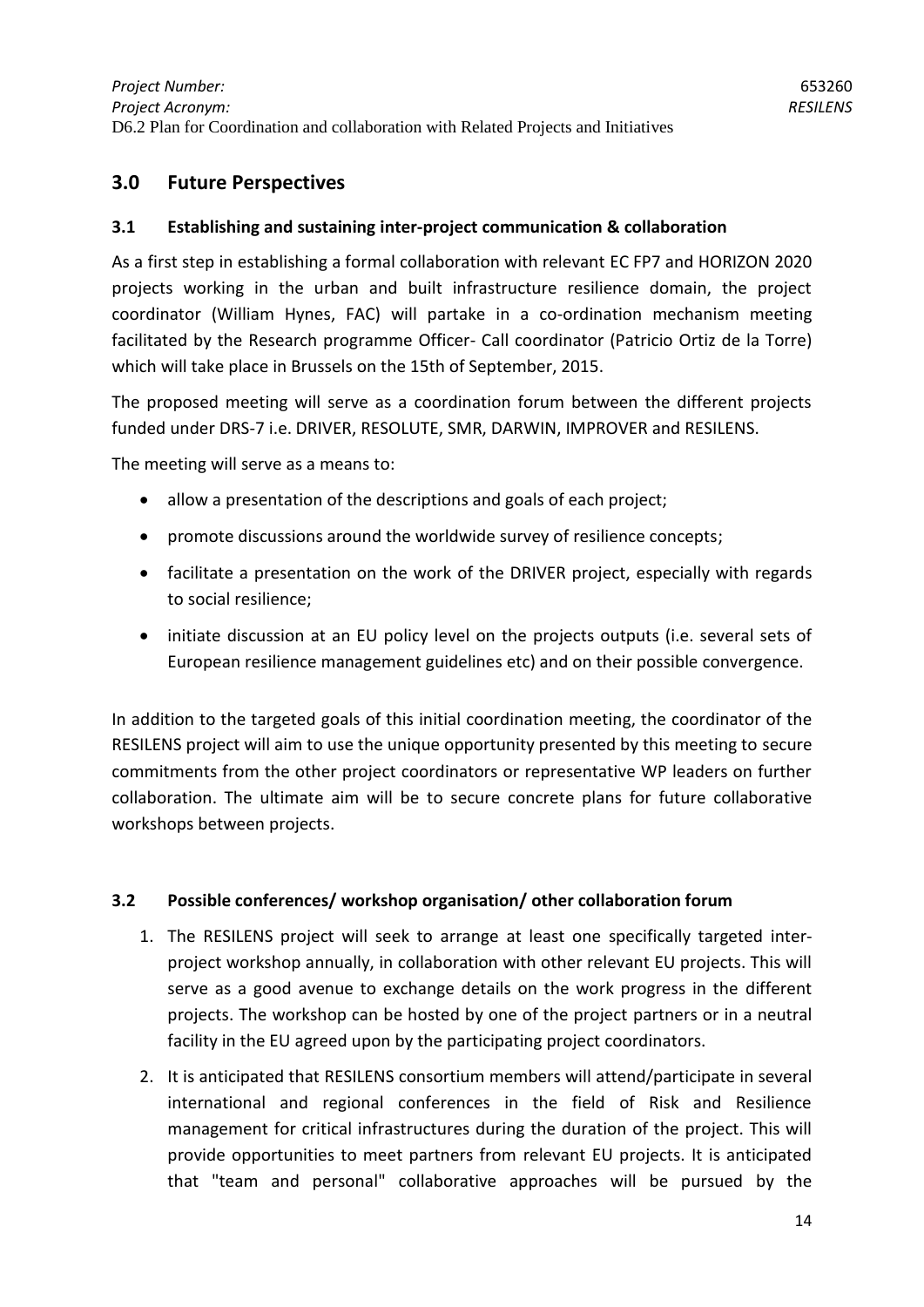## 3.0 Future Perspectives

### 3.1 Establishing and sustaining inter-project communication & collaboration

As a first step in establishing a formal collaboration with relevant EC FP7 and HORIZON 2020 projects working in the urban and built infrastructure resilience domain, the project coordinator (William Hynes, FAC) will partake in a co-ordination mechanism meeting facilitated by the Research programme Officer- Call coordinator (Patricio Ortiz de la Torre) which will take place in Brussels on the 15th of September, 2015.

The proposed meeting will serve as a coordination forum between the different projects funded under DRS-7 i.e. DRIVER, RESOLUTE, SMR, DARWIN, IMPROVER and RESILENS.

The meeting will serve as a means to:

- allow a presentation of the descriptions and goals of each project;
- promote discussions around the worldwide survey of resilience concepts;
- facilitate a presentation on the work of the DRIVER project, especially with regards to social resilience;
- initiate discussion at an EU policy level on the projects outputs (i.e. several sets of European resilience management guidelines etc) and on their possible convergence.

In addition to the targeted goals of this initial coordination meeting, the coordinator of the RESILENS project will aim to use the unique opportunity presented by this meeting to secure commitments from the other project coordinators or representative WP leaders on further collaboration. The ultimate aim will be to secure concrete plans for future collaborative workshops between projects.

### 3.2 Possible conferences/ workshop organisation/ other collaboration forum

1. The RESILENS project will seek to arrange at least one specifically targeted inter-project workshop annually, in collaboration with other relevant EU projects. This will serve as a good avenue to exchange details on the work progress in the different projects. The workshop can be hosted by one of the project partners or in a neutral facility in the EU agreed upon by the participating project coordinators.
2. It is anticipated that RESILENS consortium members will attend/participate in several international and regional conferences in the field of Risk and Resilience management for critical infrastructures during the duration of the project. This will provide opportunities to meet partners from relevant EU projects. It is anticipated that "team and personal" collaborative approaches will be pursued by the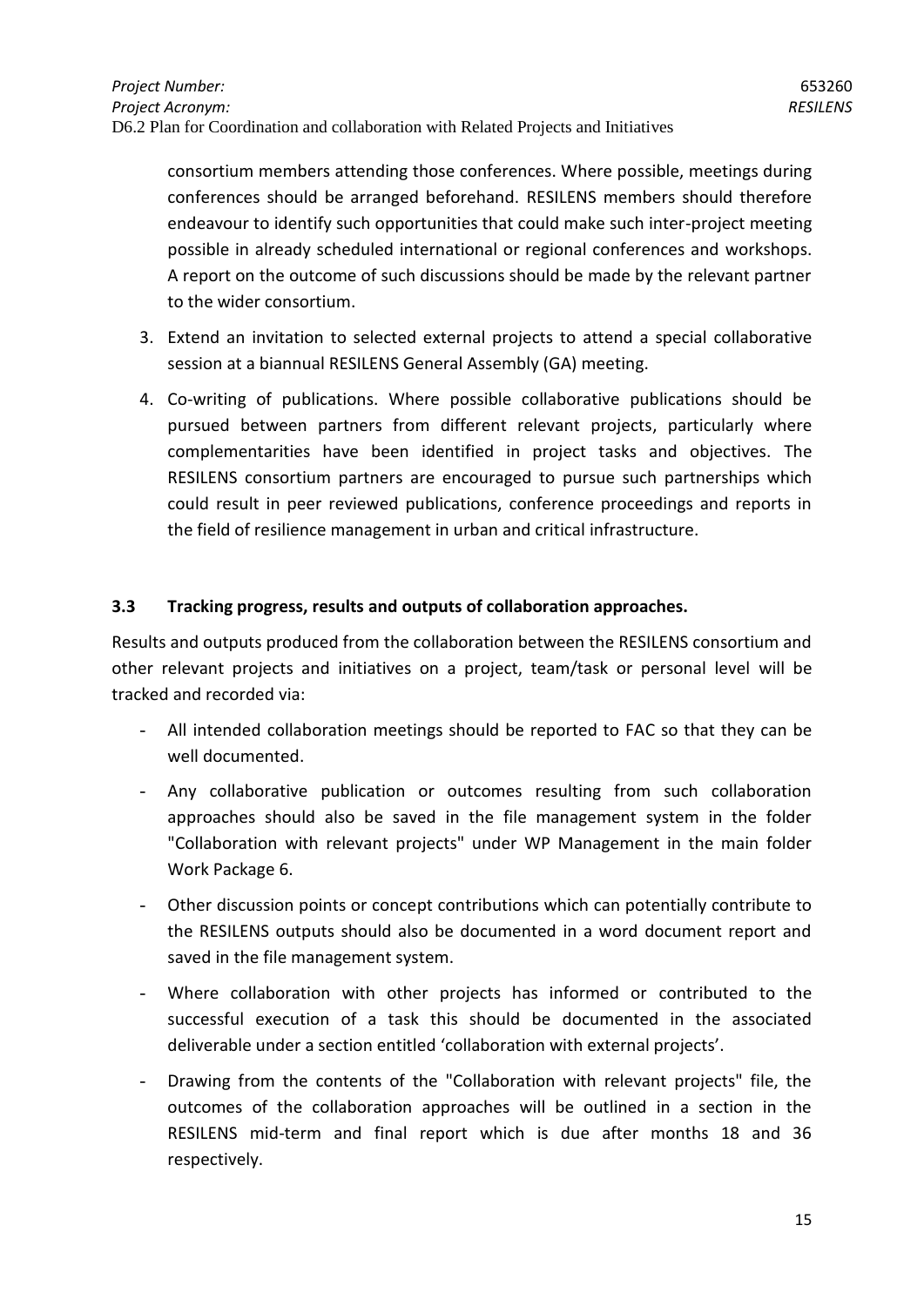consortium members attending those conferences. Where possible, meetings during conferences should be arranged beforehand. RESILENS members should therefore endeavour to identify such opportunities that could make such inter-project meeting possible in already scheduled international or regional conferences and workshops. A report on the outcome of such discussions should be made by the relevant partner to the wider consortium.

3. Extend an invitation to selected external projects to attend a special collaborative session at a biannual RESILENS General Assembly (GA) meeting.
4. Co-writing of publications. Where possible collaborative publications should be pursued between partners from different relevant projects, particularly where complementarities have been identified in project tasks and objectives. The RESILENS consortium partners are encouraged to pursue such partnerships which could result in peer reviewed publications, conference proceedings and reports in the field of resilience management in urban and critical infrastructure.

### 3.3 Tracking progress, results and outputs of collaboration approaches.

Results and outputs produced from the collaboration between the RESILENS consortium and other relevant projects and initiatives on a project, team/task or personal level will be tracked and recorded via:

- All intended collaboration meetings should be reported to FAC so that they can be well documented.
- Any collaborative publication or outcomes resulting from such collaboration approaches should also be saved in the file management system in the folder "Collaboration with relevant projects" under WP Management in the main folder Work Package 6.
- Other discussion points or concept contributions which can potentially contribute to the RESILENS outputs should also be documented in a word document report and saved in the file management system.
- Where collaboration with other projects has informed or contributed to the successful execution of a task this should be documented in the associated deliverable under a section entitled 'collaboration with external projects'.
- Drawing from the contents of the "Collaboration with relevant projects" file, the outcomes of the collaboration approaches will be outlined in a section in the RESILENS mid-term and final report which is due after months 18 and 36 respectively.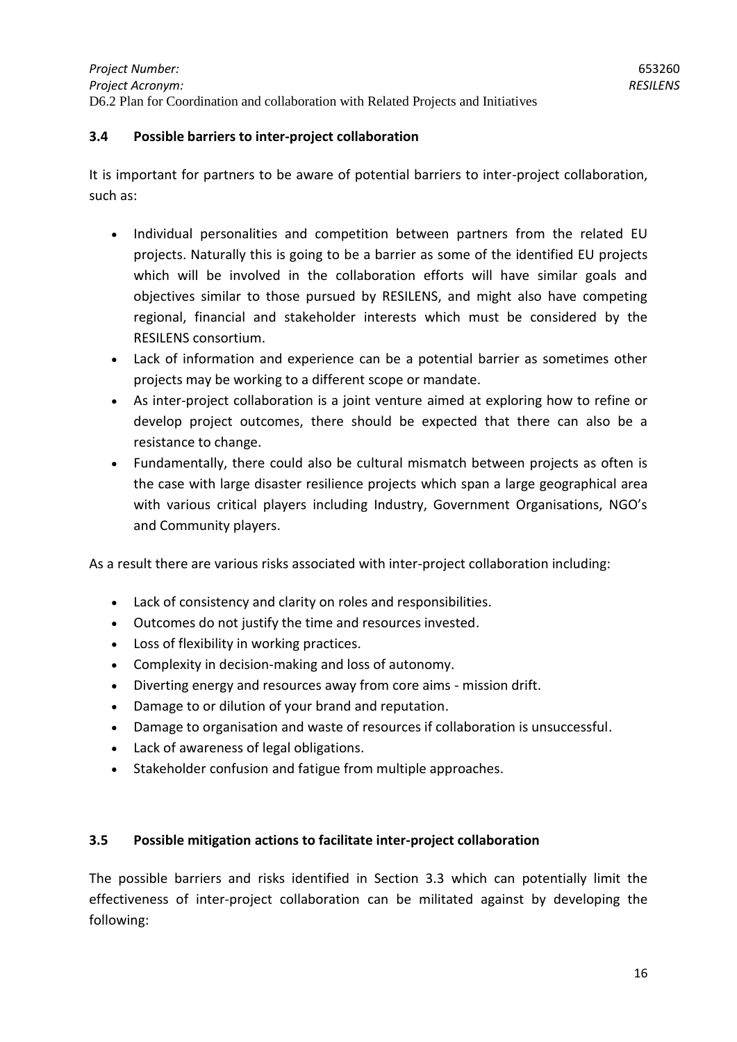### 3.4 Possible barriers to inter-project collaboration

It is important for partners to be aware of potential barriers to inter-project collaboration, such as:

- Individual personalities and competition between partners from the related EU projects. Naturally this is going to be a barrier as some of the identified EU projects which will be involved in the collaboration efforts will have similar goals and objectives similar to those pursued by RESILENS, and might also have competing regional, financial and stakeholder interests which must be considered by the RESILENS consortium.
- Lack of information and experience can be a potential barrier as sometimes other projects may be working to a different scope or mandate.
- As inter-project collaboration is a joint venture aimed at exploring how to refine or develop project outcomes, there should be expected that there can also be a resistance to change.
- Fundamentally, there could also be cultural mismatch between projects as often is the case with large disaster resilience projects which span a large geographical area with various critical players including Industry, Government Organisations, NGO's and Community players.

As a result there are various risks associated with inter-project collaboration including:

- Lack of consistency and clarity on roles and responsibilities.
- Outcomes do not justify the time and resources invested.
- Loss of flexibility in working practices.
- Complexity in decision-making and loss of autonomy.
- Diverting energy and resources away from core aims - mission drift.
- Damage to or dilution of your brand and reputation.
- Damage to organisation and waste of resources if collaboration is unsuccessful.
- Lack of awareness of legal obligations.
- Stakeholder confusion and fatigue from multiple approaches.

### 3.5 Possible mitigation actions to facilitate inter-project collaboration

The possible barriers and risks identified in Section 3.3 which can potentially limit the effectiveness of inter-project collaboration can be militated against by developing the following: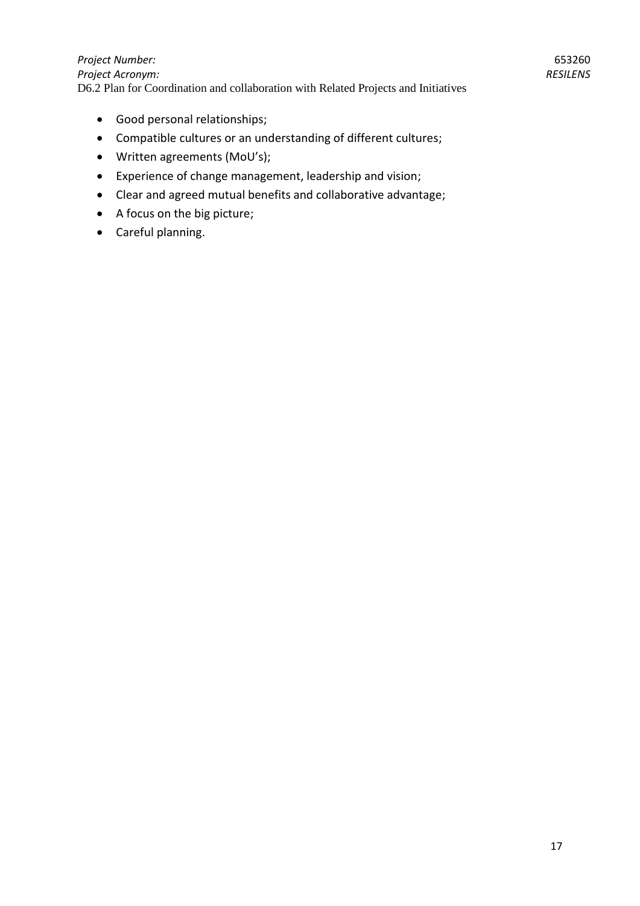- Good personal relationships;
- Compatible cultures or an understanding of different cultures;
- Written agreements (MoU's);
- Experience of change management, leadership and vision;
- Clear and agreed mutual benefits and collaborative advantage;
- A focus on the big picture;
- Careful planning.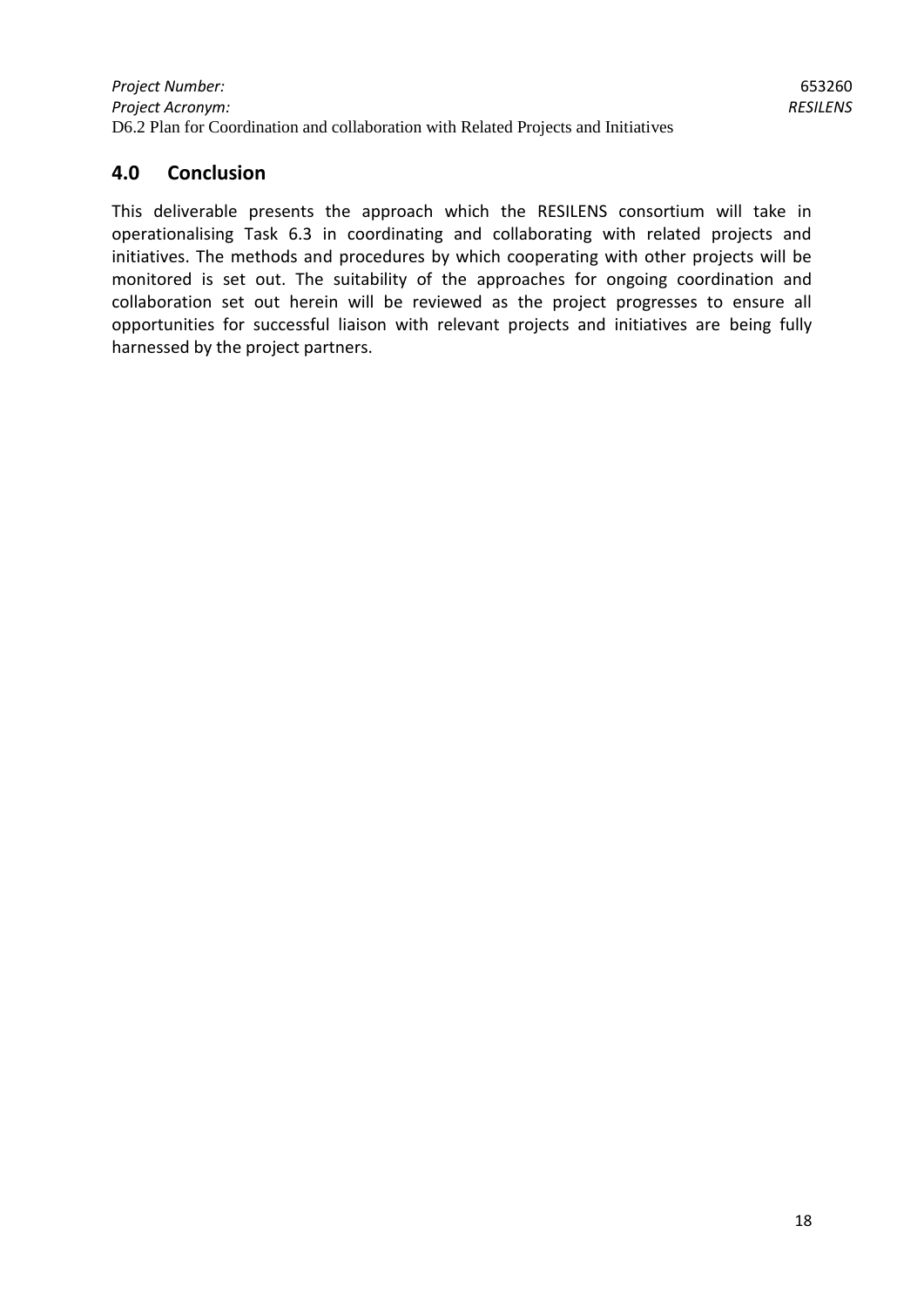## 4.0 Conclusion

This deliverable presents the approach which the RESILENS consortium will take in operationalising Task 6.3 in coordinating and collaborating with related projects and initiatives. The methods and procedures by which cooperating with other projects will be monitored is set out. The suitability of the approaches for ongoing coordination and collaboration set out herein will be reviewed as the project progresses to ensure all opportunities for successful liaison with relevant projects and initiatives are being fully harnessed by the project partners.